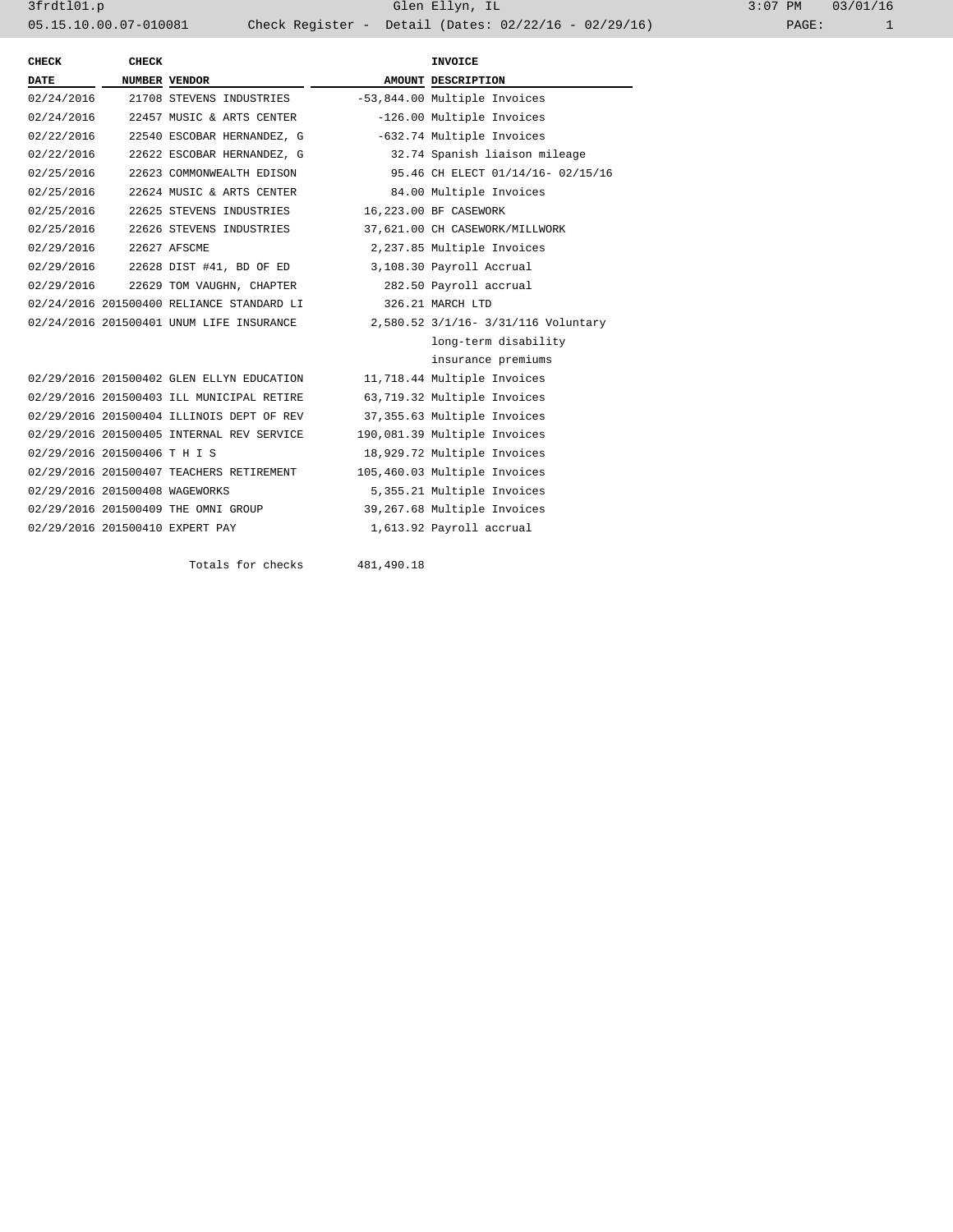3frdtl01.p Glen Ellyn, IL 3:07 PM 03/01/16

05.15.10.00.07-010081 Check Register - Detail (Dates: 02/22/16 - 02/29/16)

| CHECK DATE | CHECK NUMBER | VENDOR | AMOUNT | INVOICE DESCRIPTION |
|---|---|---|---|---|
| 02/24/2016 | 21708 | STEVENS INDUSTRIES | -53,844.00 | Multiple Invoices |
| 02/24/2016 | 22457 | MUSIC & ARTS CENTER | -126.00 | Multiple Invoices |
| 02/22/2016 | 22540 | ESCOBAR HERNANDEZ, G | -632.74 | Multiple Invoices |
| 02/22/2016 | 22622 | ESCOBAR HERNANDEZ, G | 32.74 | Spanish liaison mileage |
| 02/25/2016 | 22623 | COMMONWEALTH EDISON | 95.46 | CH ELECT 01/14/16- 02/15/16 |
| 02/25/2016 | 22624 | MUSIC & ARTS CENTER | 84.00 | Multiple Invoices |
| 02/25/2016 | 22625 | STEVENS INDUSTRIES | 16,223.00 | BF CASEWORK |
| 02/25/2016 | 22626 | STEVENS INDUSTRIES | 37,621.00 | CH CASEWORK/MILLWORK |
| 02/29/2016 | 22627 | AFSCME | 2,237.85 | Multiple Invoices |
| 02/29/2016 | 22628 | DIST #41, BD OF ED | 3,108.30 | Payroll Accrual |
| 02/29/2016 | 22629 | TOM VAUGHN, CHAPTER | 282.50 | Payroll accrual |
| 02/24/2016 | 201500400 | RELIANCE STANDARD LI | 326.21 | MARCH LTD |
| 02/24/2016 | 201500401 | UNUM LIFE INSURANCE | 2,580.52 | 3/1/16- 3/31/116 Voluntary long-term disability insurance premiums |
| 02/29/2016 | 201500402 | GLEN ELLYN EDUCATION | 11,718.44 | Multiple Invoices |
| 02/29/2016 | 201500403 | ILL MUNICIPAL RETIRE | 63,719.32 | Multiple Invoices |
| 02/29/2016 | 201500404 | ILLINOIS DEPT OF REV | 37,355.63 | Multiple Invoices |
| 02/29/2016 | 201500405 | INTERNAL REV SERVICE | 190,081.39 | Multiple Invoices |
| 02/29/2016 | 201500406 | T H I S | 18,929.72 | Multiple Invoices |
| 02/29/2016 | 201500407 | TEACHERS RETIREMENT | 105,460.03 | Multiple Invoices |
| 02/29/2016 | 201500408 | WAGEWORKS | 5,355.21 | Multiple Invoices |
| 02/29/2016 | 201500409 | THE OMNI GROUP | 39,267.68 | Multiple Invoices |
| 02/29/2016 | 201500410 | EXPERT PAY | 1,613.92 | Payroll accrual |
| | | Totals for checks | 481,490.18 | |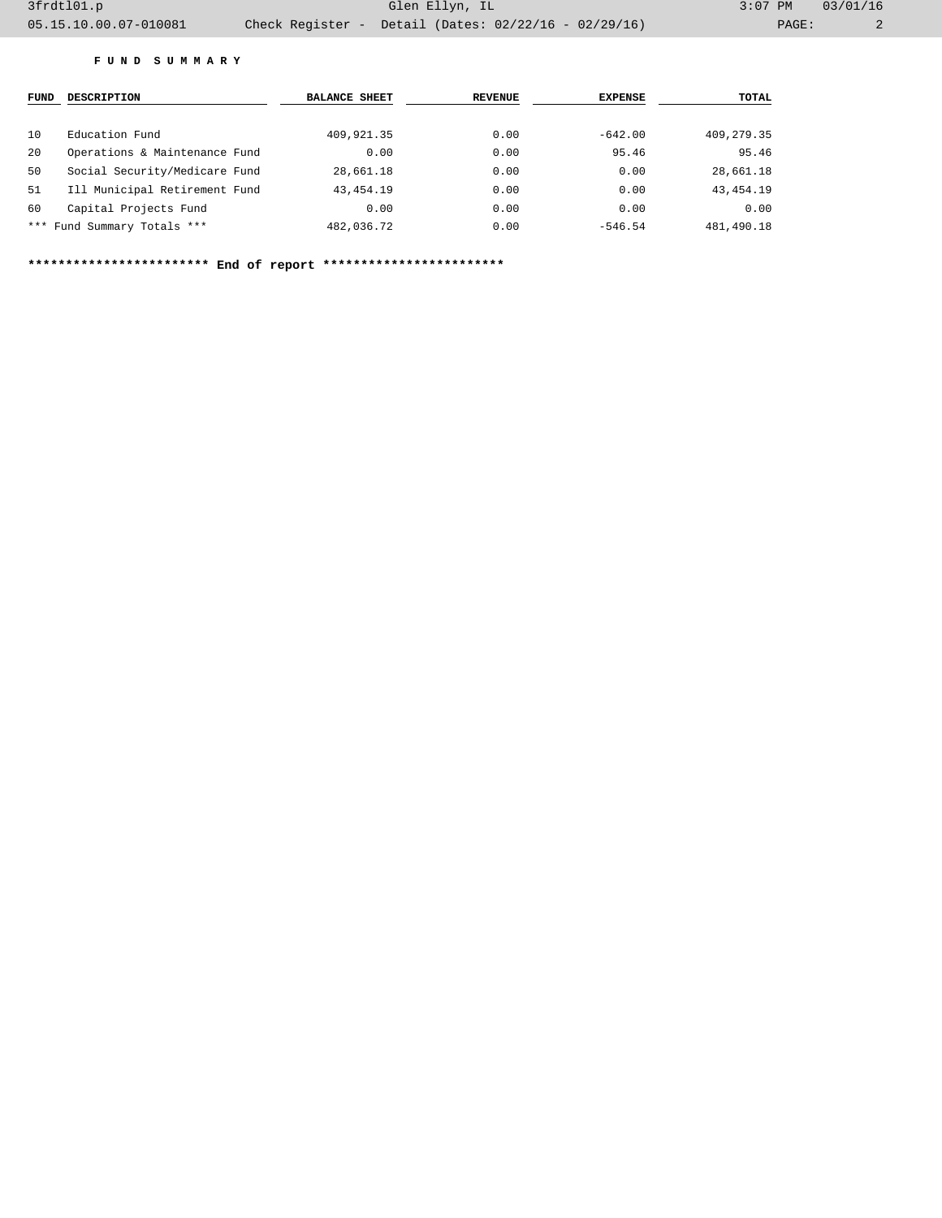**F U N D   S U M M A R Y**

| FUND | DESCRIPTION | BALANCE SHEET | REVENUE | EXPENSE | TOTAL |
|---|---|---|---|---|---|
| 10 | Education Fund | 409,921.35 | 0.00 | -642.00 | 409,279.35 |
| 20 | Operations & Maintenance Fund | 0.00 | 0.00 | 95.46 | 95.46 |
| 50 | Social Security/Medicare Fund | 28,661.18 | 0.00 | 0.00 | 28,661.18 |
| 51 | Ill Municipal Retirement Fund | 43,454.19 | 0.00 | 0.00 | 43,454.19 |
| 60 | Capital Projects Fund | 0.00 | 0.00 | 0.00 | 0.00 |
| *** Fund Summary Totals *** | | 482,036.72 | 0.00 | -546.54 | 481,490.18 |

**************************** End of report ****************************